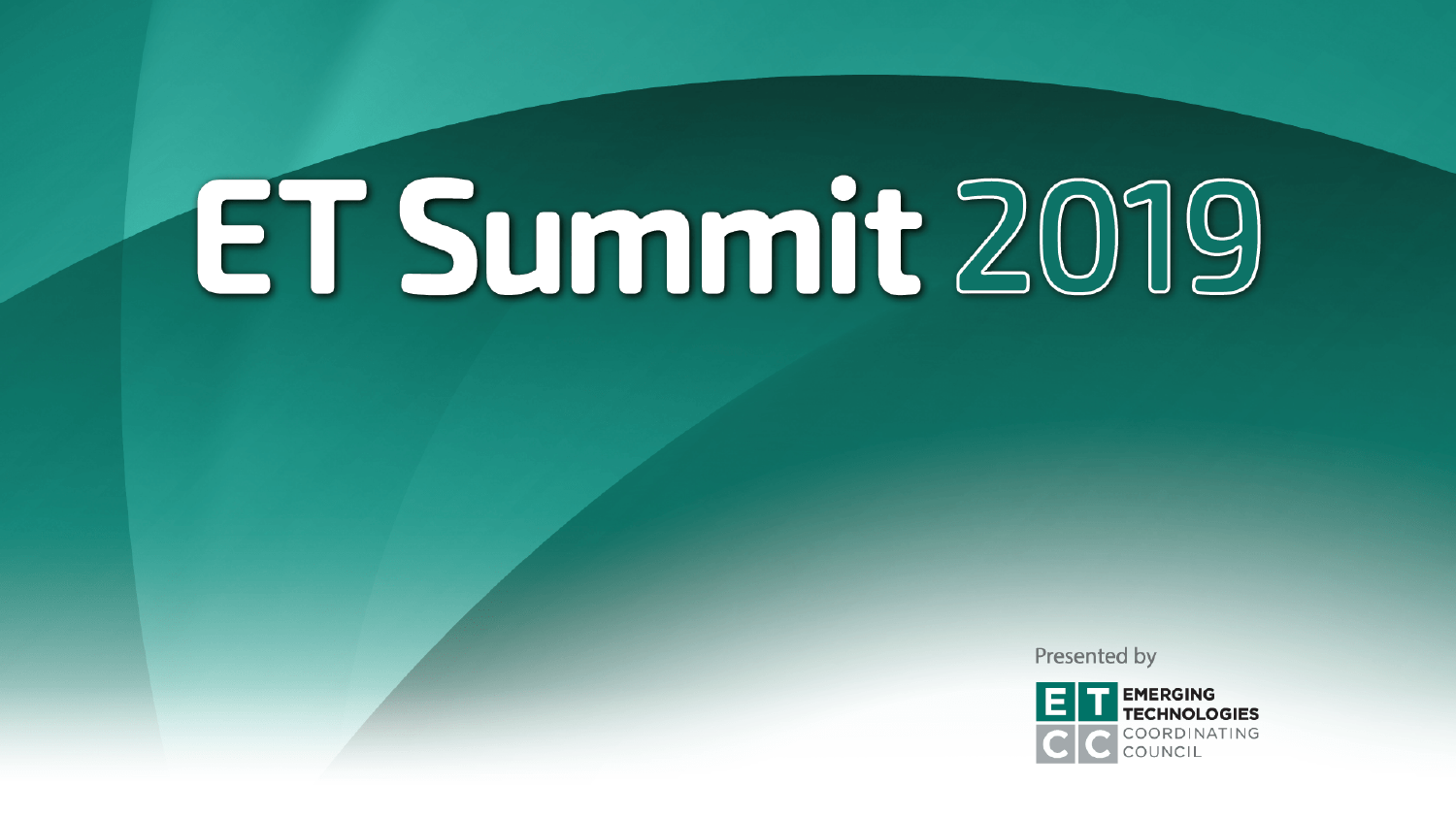# ET Summit 2019

Presented by

EMERGING TECHNOLOGIES COORDINATING COUNCIL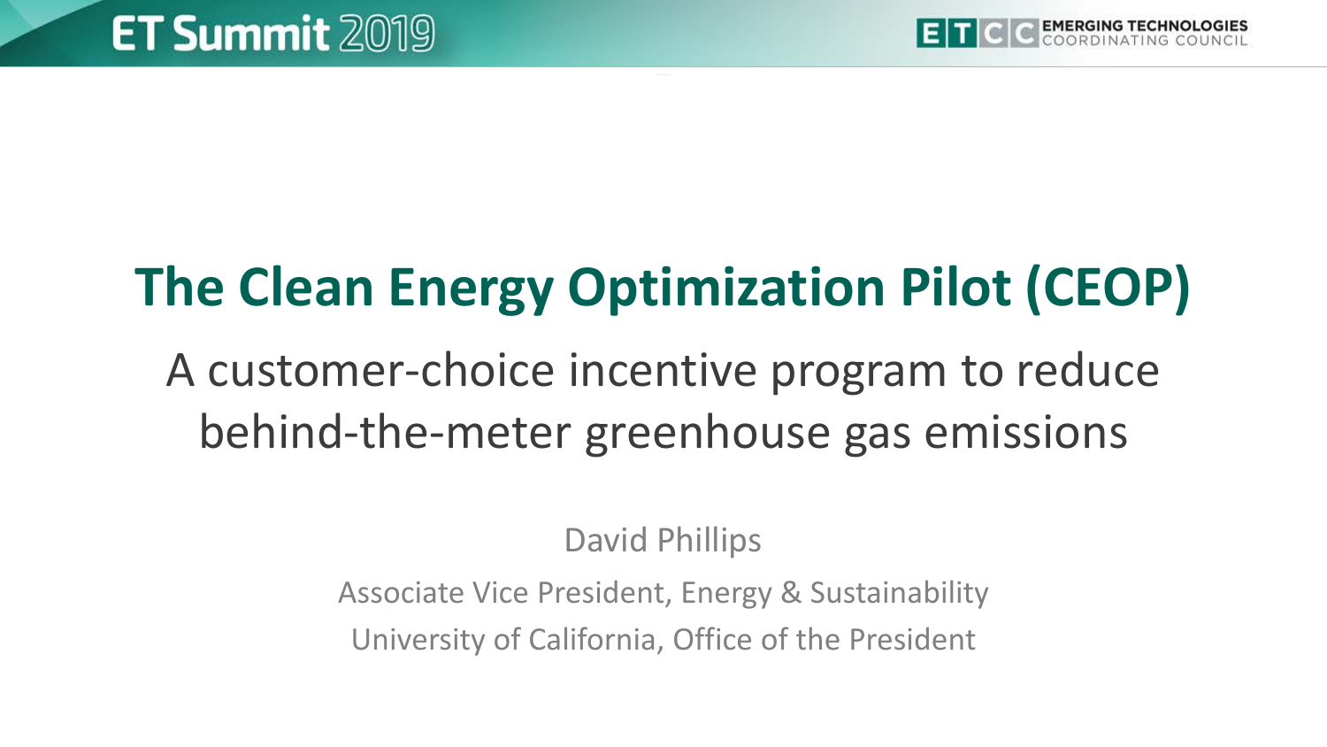# The Clean Energy Optimization Pilot (CEOP)

## A customer-choice incentive program to reduce behind-the-meter greenhouse gas emissions

David Phillips

Associate Vice President, Energy & Sustainability

University of California, Office of the President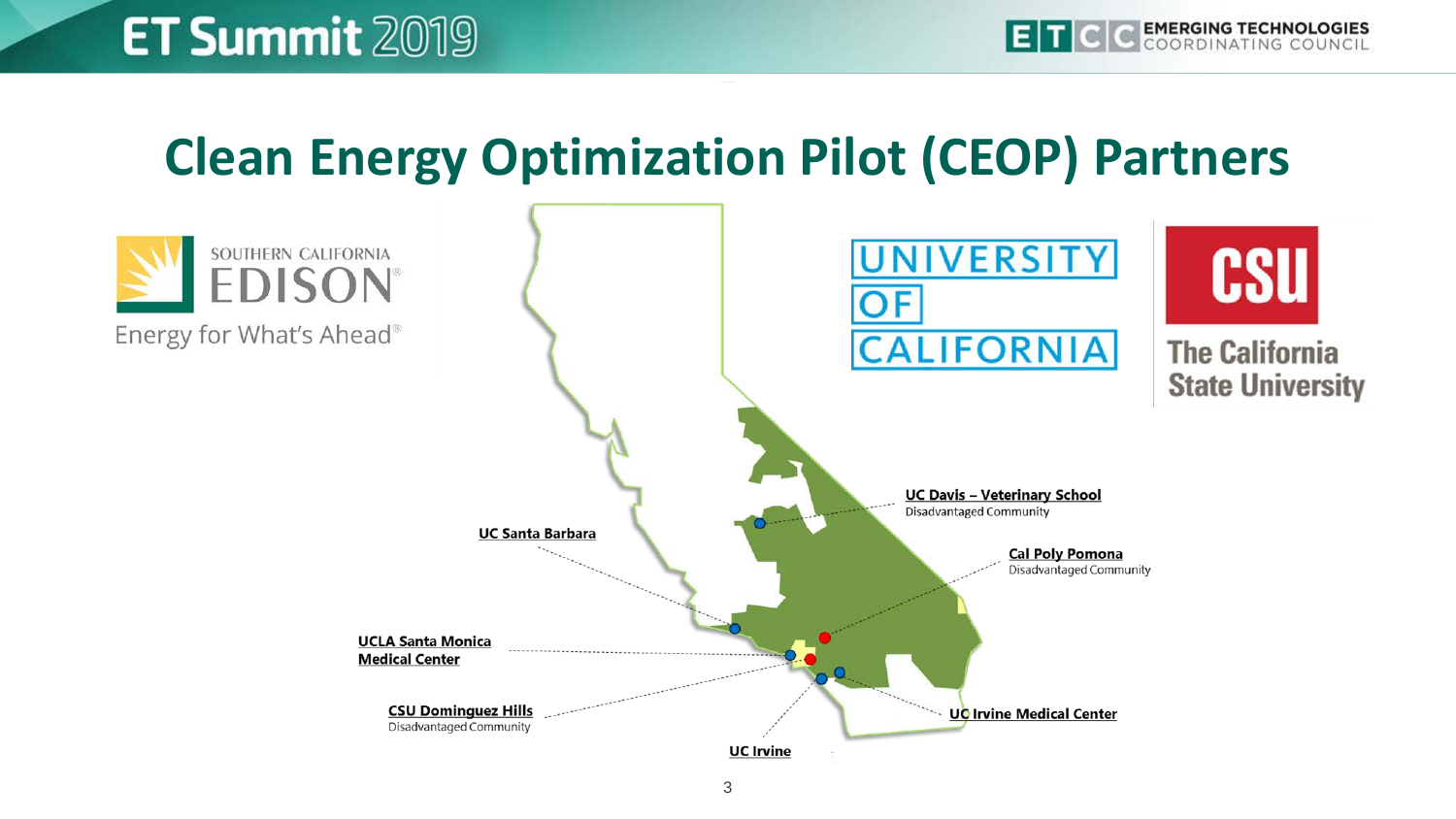# Clean Energy Optimization Pilot (CEOP) Partners

SOUTHERN CALIFORNIA EDISON

Energy for What's Ahead

UNIVERSITY OF CALIFORNIA

CSU The California State University

**UC Davis – Veterinary School**
Disadvantaged Community

**UC Santa Barbara**

**Cal Poly Pomona**
Disadvantaged Community

**UCLA Santa Monica Medical Center**

**CSU Dominguez Hills**
Disadvantaged Community

**UC Irvine Medical Center**

**UC Irvine**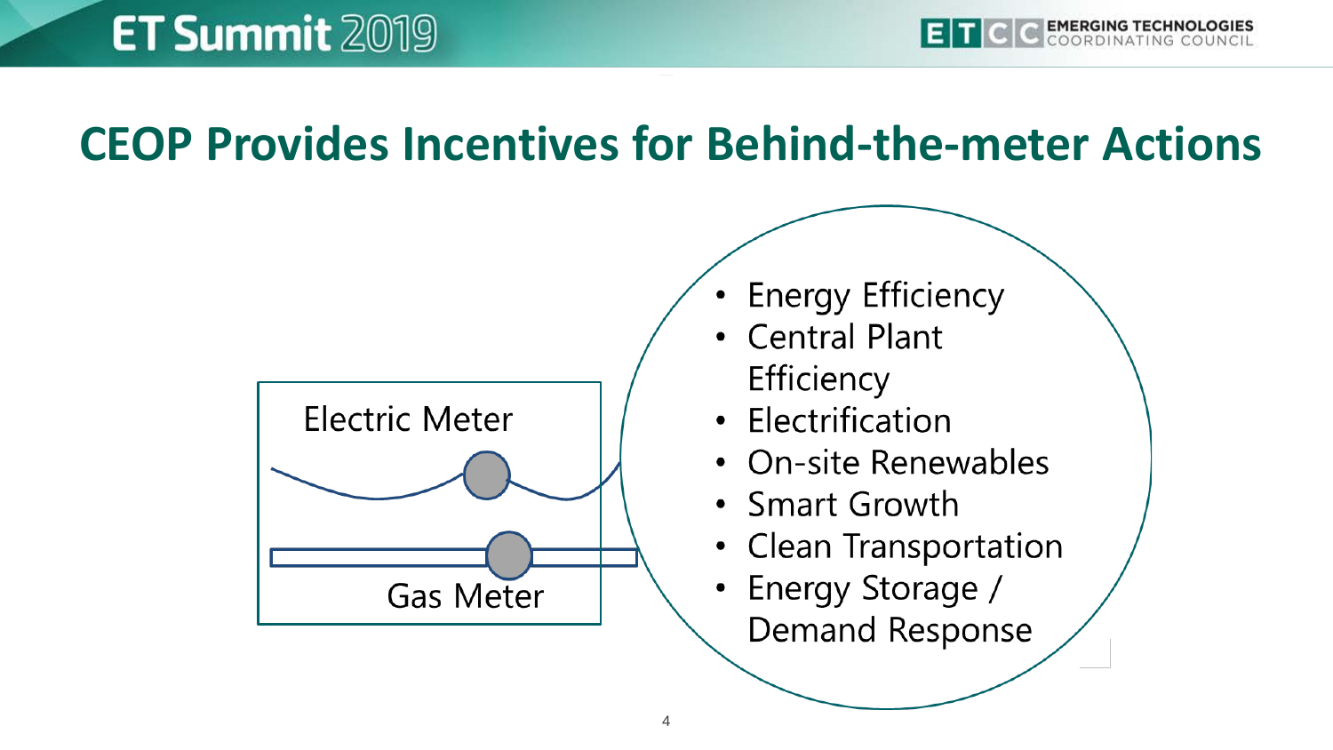# CEOP Provides Incentives for Behind-the-meter Actions

Electric Meter

Gas Meter

- Energy Efficiency
- Central Plant Efficiency
- Electrification
- On-site Renewables
- Smart Growth
- Clean Transportation
- Energy Storage / Demand Response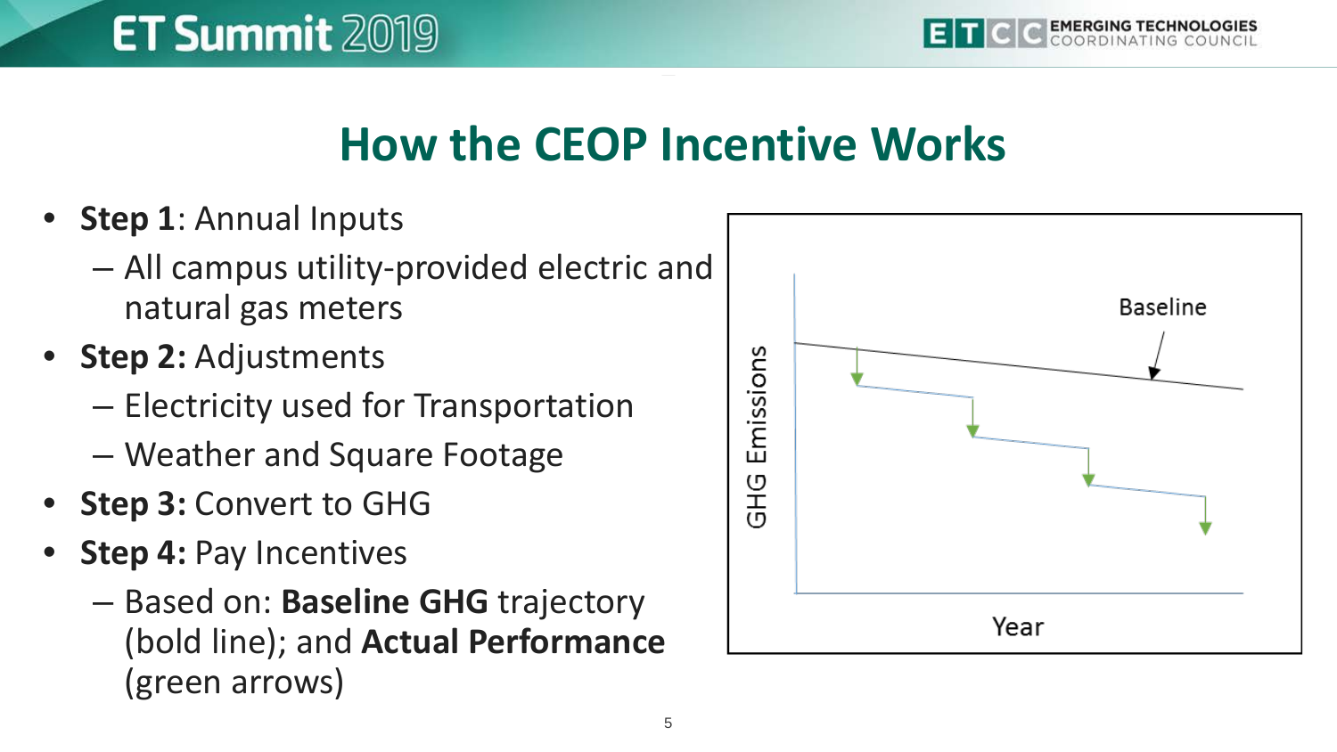# How the CEOP Incentive Works

- **Step 1**: Annual Inputs
  - All campus utility-provided electric and natural gas meters
- **Step 2:** Adjustments
  - Electricity used for Transportation
  - Weather and Square Footage
- **Step 3:** Convert to GHG
- **Step 4:** Pay Incentives
  - Based on: **Baseline GHG** trajectory (bold line); and **Actual Performance** (green arrows)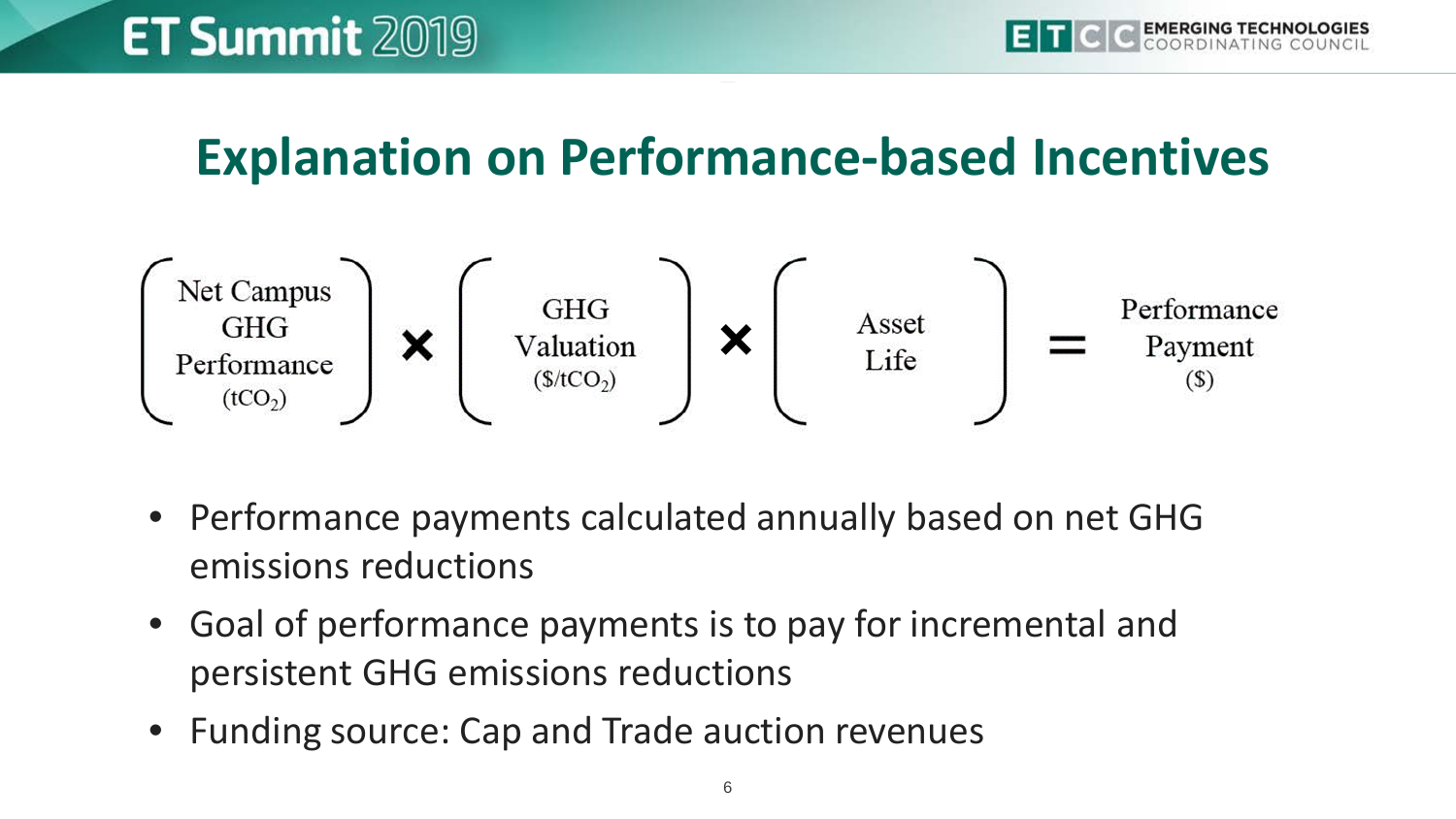# Explanation on Performance-based Incentives

$$\left(\begin{array}{c}\text{Net Campus}\\\text{GHG}\\\text{Performance}\\(tCO_2)\end{array}\right) \times \left(\begin{array}{c}\text{GHG}\\\text{Valuation}\\(\$/tCO_2)\end{array}\right) \times \left(\begin{array}{c}\text{Asset}\\\text{Life}\end{array}\right) = \begin{array}{c}\text{Performance}\\\text{Payment}\\(\$)\end{array}$$

- Performance payments calculated annually based on net GHG emissions reductions
- Goal of performance payments is to pay for incremental and persistent GHG emissions reductions
- Funding source: Cap and Trade auction revenues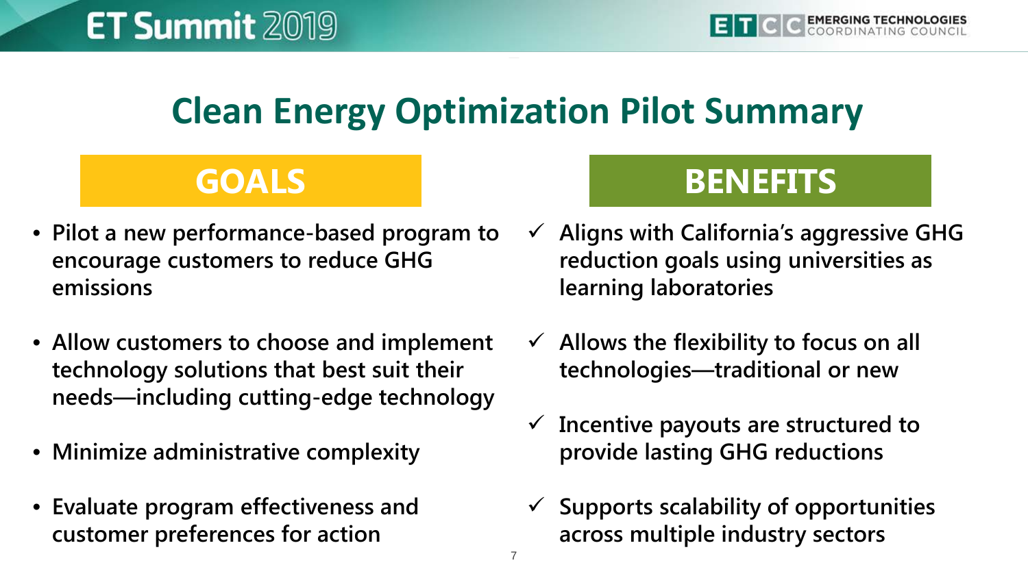# Clean Energy Optimization Pilot Summary

## GOALS

- Pilot a new performance-based program to encourage customers to reduce GHG emissions
- Allow customers to choose and implement technology solutions that best suit their needs—including cutting-edge technology
- Minimize administrative complexity
- Evaluate program effectiveness and customer preferences for action

## BENEFITS

- ✓ Aligns with California's aggressive GHG reduction goals using universities as learning laboratories
- ✓ Allows the flexibility to focus on all technologies—traditional or new
- ✓ Incentive payouts are structured to provide lasting GHG reductions
- ✓ Supports scalability of opportunities across multiple industry sectors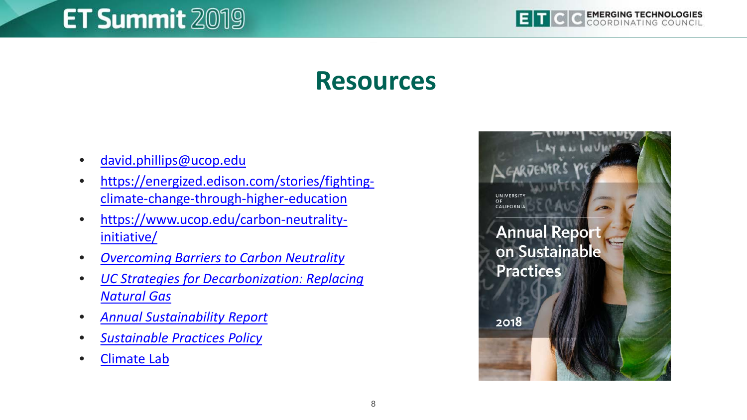# Resources

- david.phillips@ucop.edu
- https://energized.edison.com/stories/fighting-climate-change-through-higher-education
- https://www.ucop.edu/carbon-neutrality-initiative/
- *Overcoming Barriers to Carbon Neutrality*
- *UC Strategies for Decarbonization: Replacing Natural Gas*
- *Annual Sustainability Report*
- *Sustainable Practices Policy*
- Climate Lab